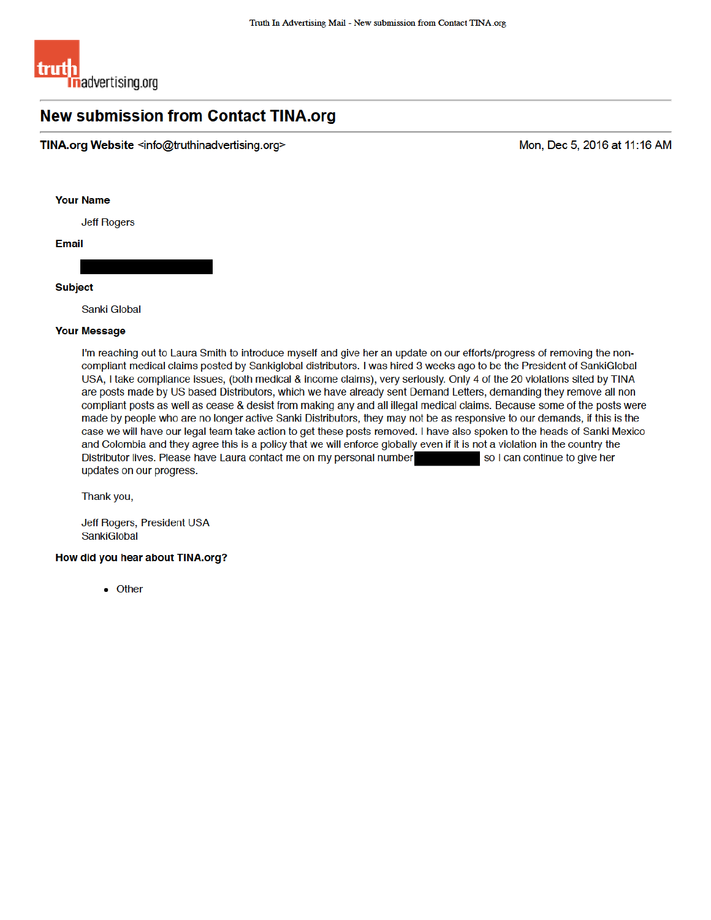truth in advertising.org

# New submission from Contact TINA.org

**TINA.org Website** <info@truthinadvertising.org> Mon, Dec 5, 2016 at 11:16 AM

**Your Name**

Jeff Rogers

**Email**

**Subject**

Sanki Global

**Your Message**

I'm reaching out to Laura Smith to introduce myself and give her an update on our efforts/progress of removing the non-compliant medical claims posted by Sankiglobal distributors. I was hired 3 weeks ago to be the President of SankiGlobal USA, I take compliance issues, (both medical & income claims), very seriously. Only 4 of the 20 violations sited by TINA are posts made by US based Distributors, which we have already sent Demand Letters, demanding they remove all non compliant posts as well as cease & desist from making any and all illegal medical claims. Because some of the posts were made by people who are no longer active Sanki Distributors, they may not be as responsive to our demands, if this is the case we will have our legal team take action to get these posts removed. I have also spoken to the heads of Sanki Mexico and Colombia and they agree this is a policy that we will enforce globally even if it is not a violation in the country the Distributor lives. Please have Laura contact me on my personal number so I can continue to give her updates on our progress.

Thank you,

Jeff Rogers, President USA
SankiGlobal

**How did you hear about TINA.org?**

- Other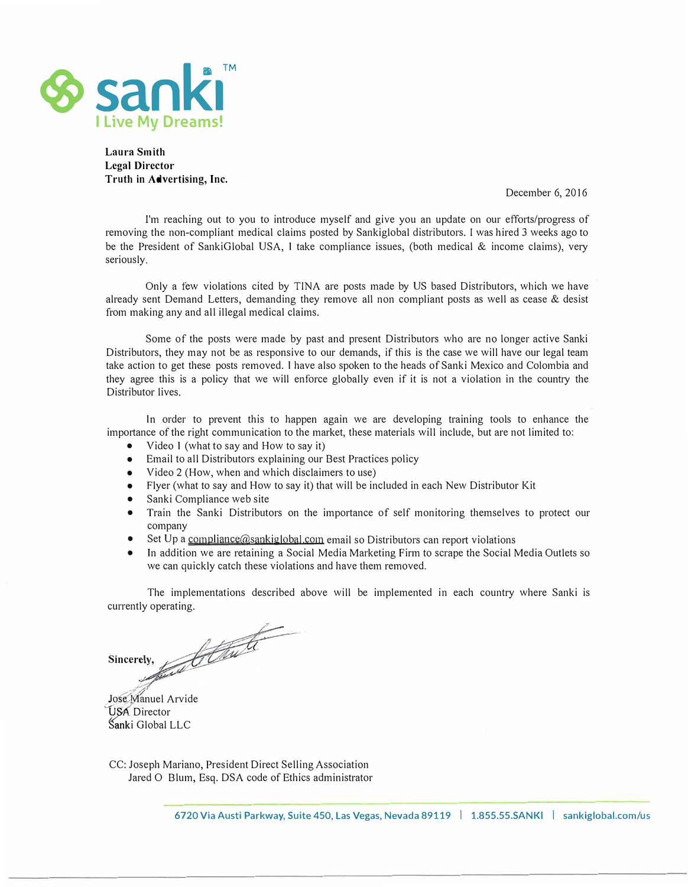sanki™
I Live My Dreams!

**Laura Smith**
**Legal Director**
**Truth in Advertising, Inc.**

December 6, 2016

I'm reaching out to you to introduce myself and give you an update on our efforts/progress of removing the non-compliant medical claims posted by Sankiglobal distributors. I was hired 3 weeks ago to be the President of SankiGlobal USA, I take compliance issues, (both medical & income claims), very seriously.

Only a few violations cited by TINA are posts made by US based Distributors, which we have already sent Demand Letters, demanding they remove all non compliant posts as well as cease & desist from making any and all illegal medical claims.

Some of the posts were made by past and present Distributors who are no longer active Sanki Distributors, they may not be as responsive to our demands, if this is the case we will have our legal team take action to get these posts removed. I have also spoken to the heads of Sanki Mexico and Colombia and they agree this is a policy that we will enforce globally even if it is not a violation in the country the Distributor lives.

In order to prevent this to happen again we are developing training tools to enhance the importance of the right communication to the market, these materials will include, but are not limited to:

- Video 1 (what to say and How to say it)
- Email to all Distributors explaining our Best Practices policy
- Video 2 (How, when and which disclaimers to use)
- Flyer (what to say and How to say it) that will be included in each New Distributor Kit
- Sanki Compliance web site
- Train the Sanki Distributors on the importance of self monitoring themselves to protect our company
- Set Up a compliance@sankiglobal.com email so Distributors can report violations
- In addition we are retaining a Social Media Marketing Firm to scrape the Social Media Outlets so we can quickly catch these violations and have them removed.

The implementations described above will be implemented in each country where Sanki is currently operating.

**Sincerely,**

Jose Manuel Arvide
USA Director
Sanki Global LLC

CC: Joseph Mariano, President Direct Selling Association
Jared O Blum, Esq. DSA code of Ethics administrator

6720 Via Austi Parkway, Suite 450, Las Vegas, Nevada 89119 | 1.855.55.SANKI | sankiglobal.com/us